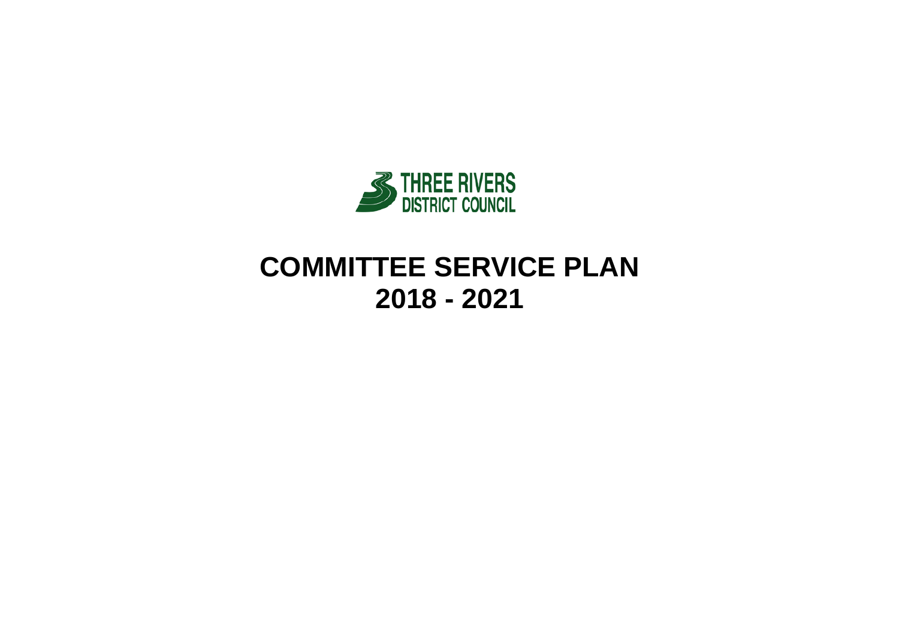THREE RIVERS
DISTRICT COUNCIL

# COMMITTEE SERVICE PLAN
# 2018 - 2021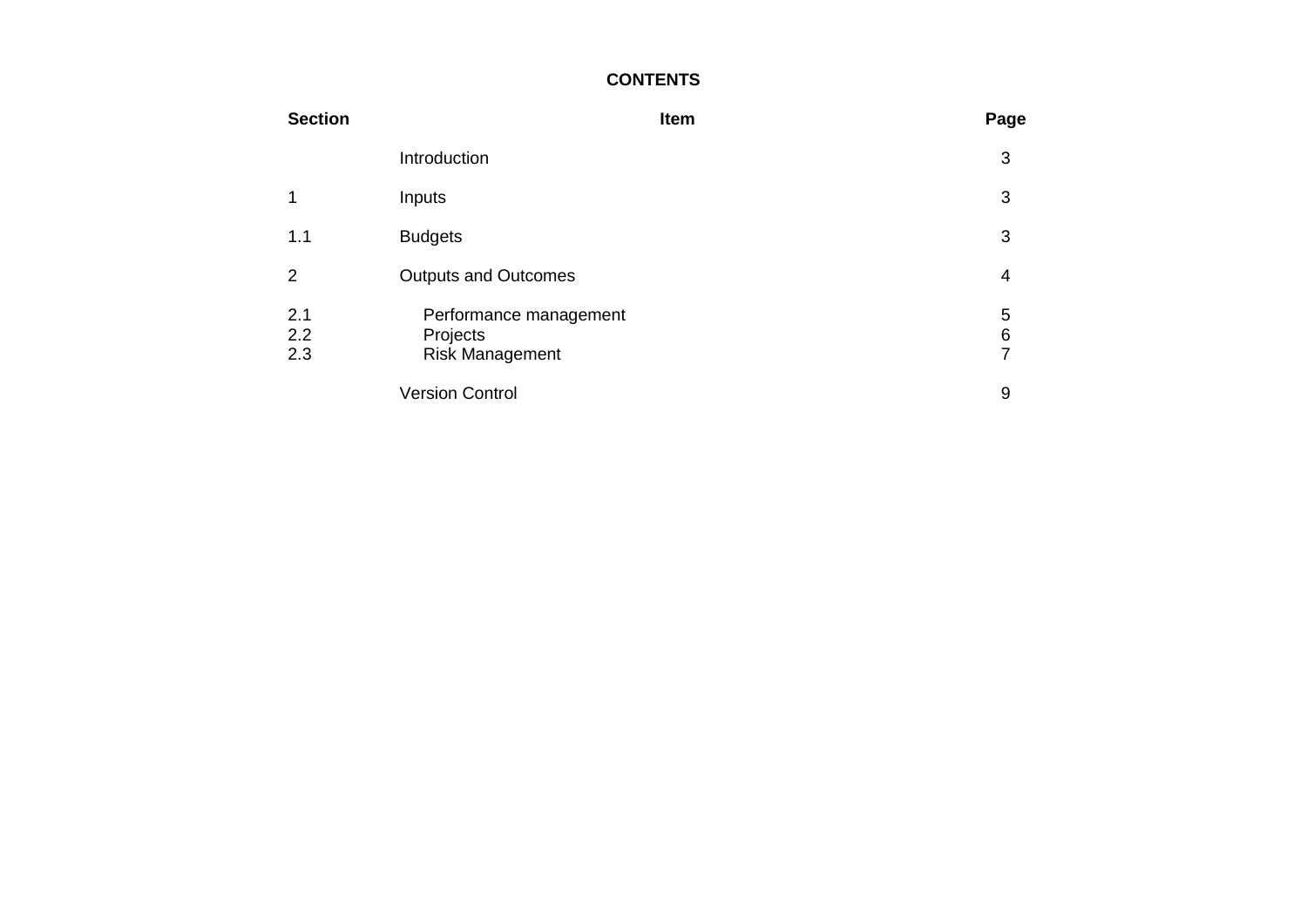**CONTENTS**

| Section | Item | Page |
|---|---|---|
| | Introduction | 3 |
| 1 | Inputs | 3 |
| 1.1 | Budgets | 3 |
| 2 | Outputs and Outcomes | 4 |
| 2.1 | Performance management | 5 |
| 2.2 | Projects | 6 |
| 2.3 | Risk Management | 7 |
| | Version Control | 9 |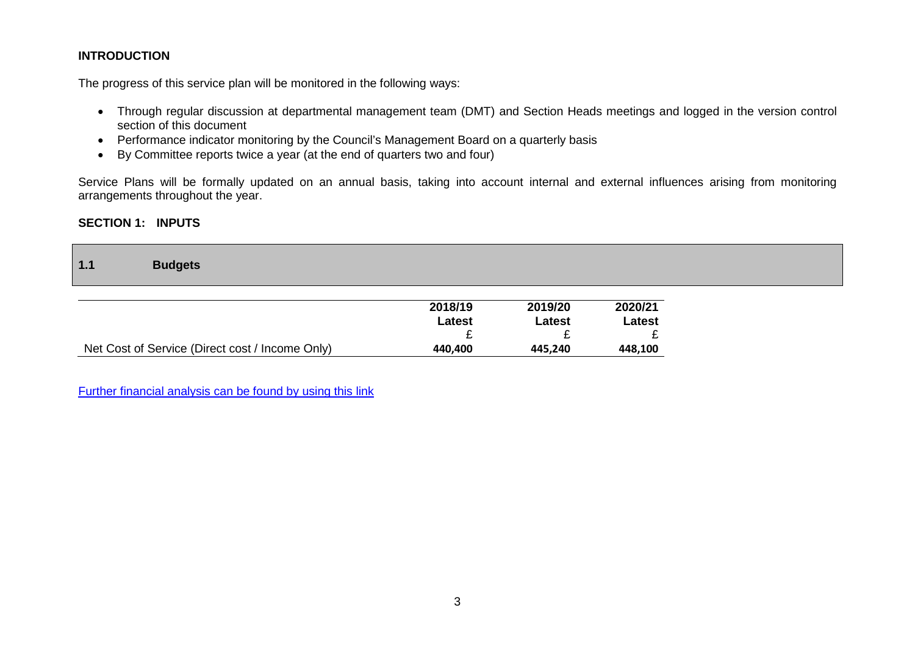## INTRODUCTION

The progress of this service plan will be monitored in the following ways:

- Through regular discussion at departmental management team (DMT) and Section Heads meetings and logged in the version control section of this document
- Performance indicator monitoring by the Council's Management Board on a quarterly basis
- By Committee reports twice a year (at the end of quarters two and four)

Service Plans will be formally updated on an annual basis, taking into account internal and external influences arising from monitoring arrangements throughout the year.

## SECTION 1: INPUTS

### 1.1 Budgets

| | 2018/19 Latest £ | 2019/20 Latest £ | 2020/21 Latest £ |
|---|---|---|---|
| Net Cost of Service (Direct cost / Income Only) | **440,400** | **445,240** | **448,100** |

Further financial analysis can be found by using this link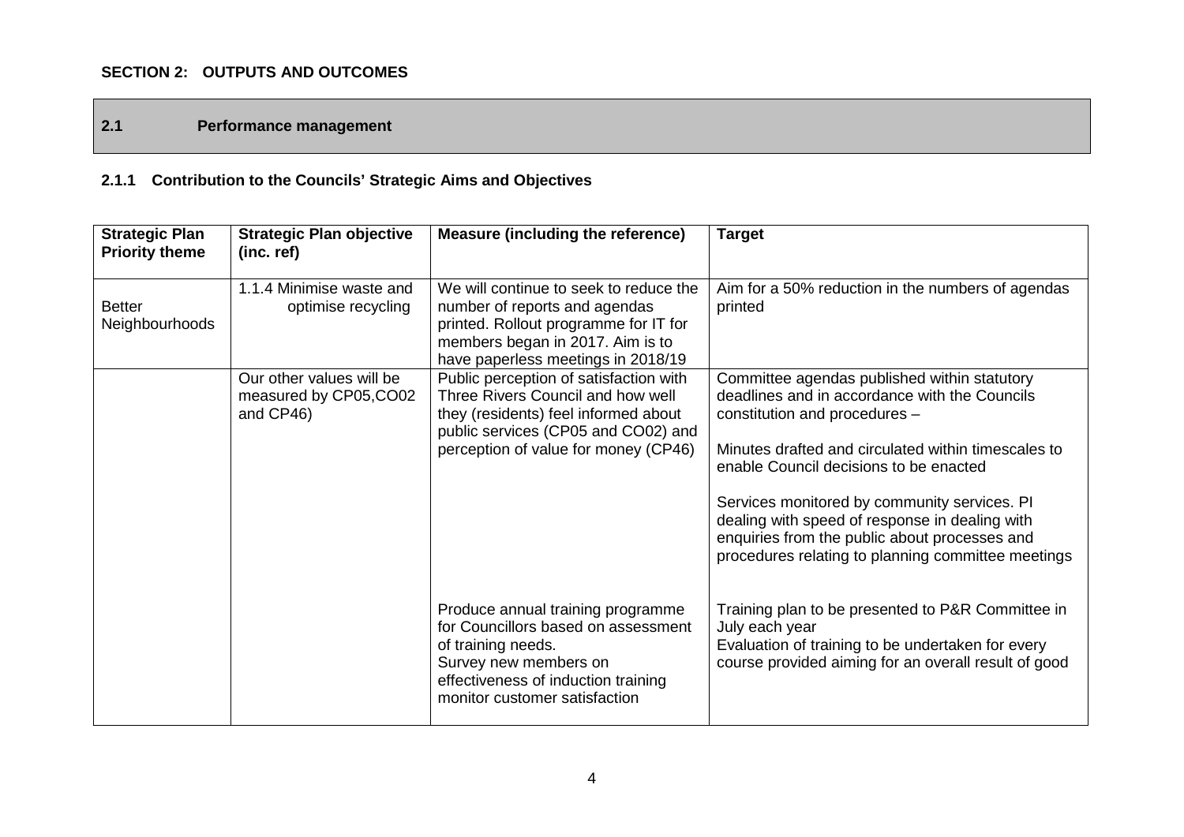## SECTION 2: OUTPUTS AND OUTCOMES

### 2.1 Performance management

#### 2.1.1 Contribution to the Councils' Strategic Aims and Objectives

| Strategic Plan Priority theme | Strategic Plan objective (inc. ref) | Measure (including the reference) | Target |
|---|---|---|---|
| Better Neighbourhoods | 1.1.4 Minimise waste and optimise recycling | We will continue to seek to reduce the number of reports and agendas printed. Rollout programme for IT for members began in 2017. Aim is to have paperless meetings in 2018/19 | Aim for a 50% reduction in the numbers of agendas printed |
| | Our other values will be measured by CP05,CO02 and CP46) | Public perception of satisfaction with Three Rivers Council and how well they (residents) feel informed about public services (CP05 and CO02) and perception of value for money (CP46) | Committee agendas published within statutory deadlines and in accordance with the Councils constitution and procedures –<br><br>Minutes drafted and circulated within timescales to enable Council decisions to be enacted<br><br>Services monitored by community services. PI dealing with speed of response in dealing with enquiries from the public about processes and procedures relating to planning committee meetings |
| | | Produce annual training programme for Councillors based on assessment of training needs.<br>Survey new members on effectiveness of induction training monitor customer satisfaction | Training plan to be presented to P&R Committee in July each year<br>Evaluation of training to be undertaken for every course provided aiming for an overall result of good |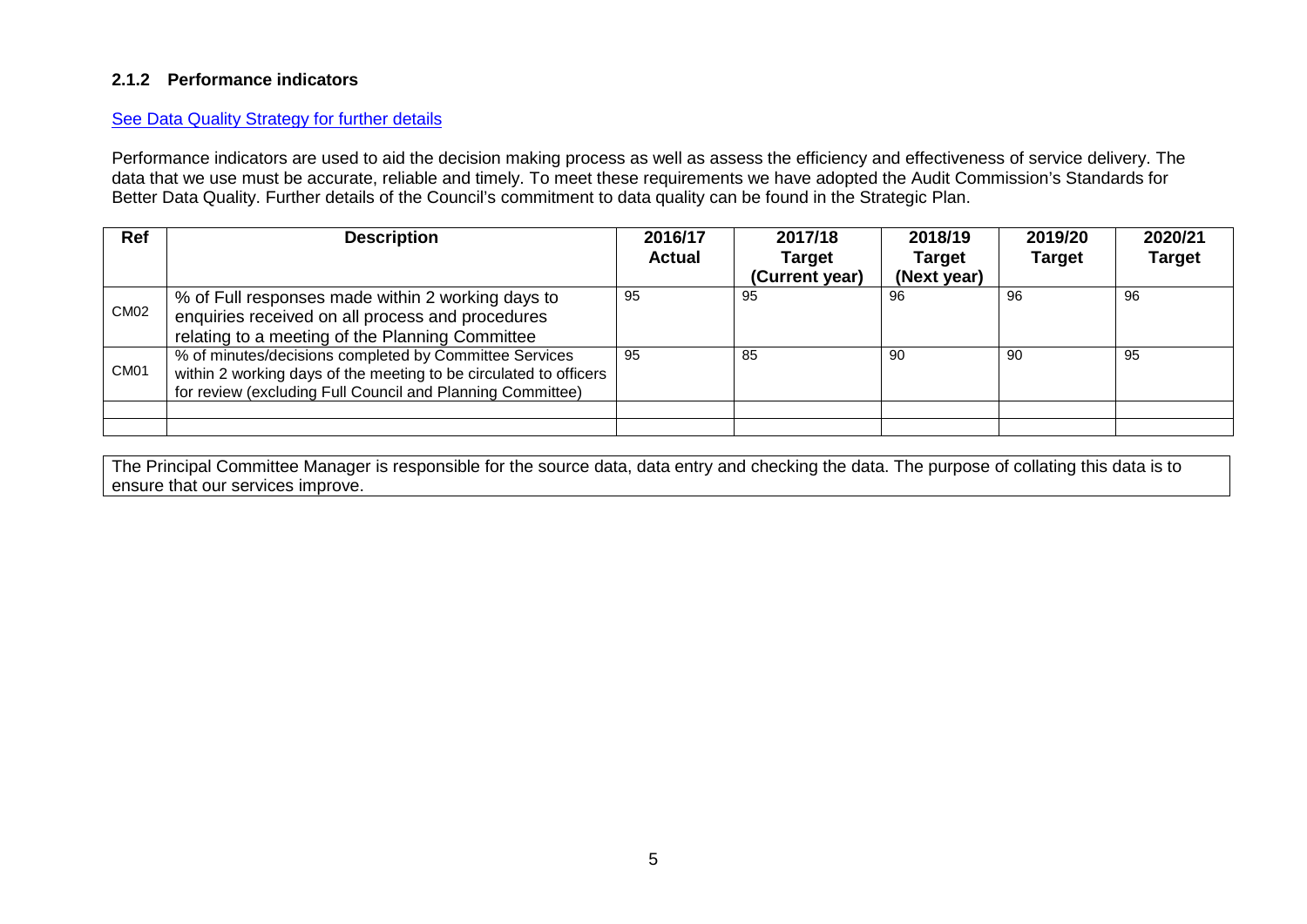### 2.1.2 Performance indicators

[See Data Quality Strategy for further details]

Performance indicators are used to aid the decision making process as well as assess the efficiency and effectiveness of service delivery. The data that we use must be accurate, reliable and timely. To meet these requirements we have adopted the Audit Commission's Standards for Better Data Quality. Further details of the Council's commitment to data quality can be found in the Strategic Plan.

| Ref | Description | 2016/17 Actual | 2017/18 Target (Current year) | 2018/19 Target (Next year) | 2019/20 Target | 2020/21 Target |
|---|---|---|---|---|---|---|
| CM02 | % of Full responses made within 2 working days to enquiries received on all process and procedures relating to a meeting of the Planning Committee | 95 | 95 | 96 | 96 | 96 |
| CM01 | % of minutes/decisions completed by Committee Services within 2 working days of the meeting to be circulated to officers for review (excluding Full Council and Planning Committee) | 95 | 85 | 90 | 90 | 95 |
| | | | | | | |
| | | | | | | |

The Principal Committee Manager is responsible for the source data, data entry and checking the data. The purpose of collating this data is to ensure that our services improve.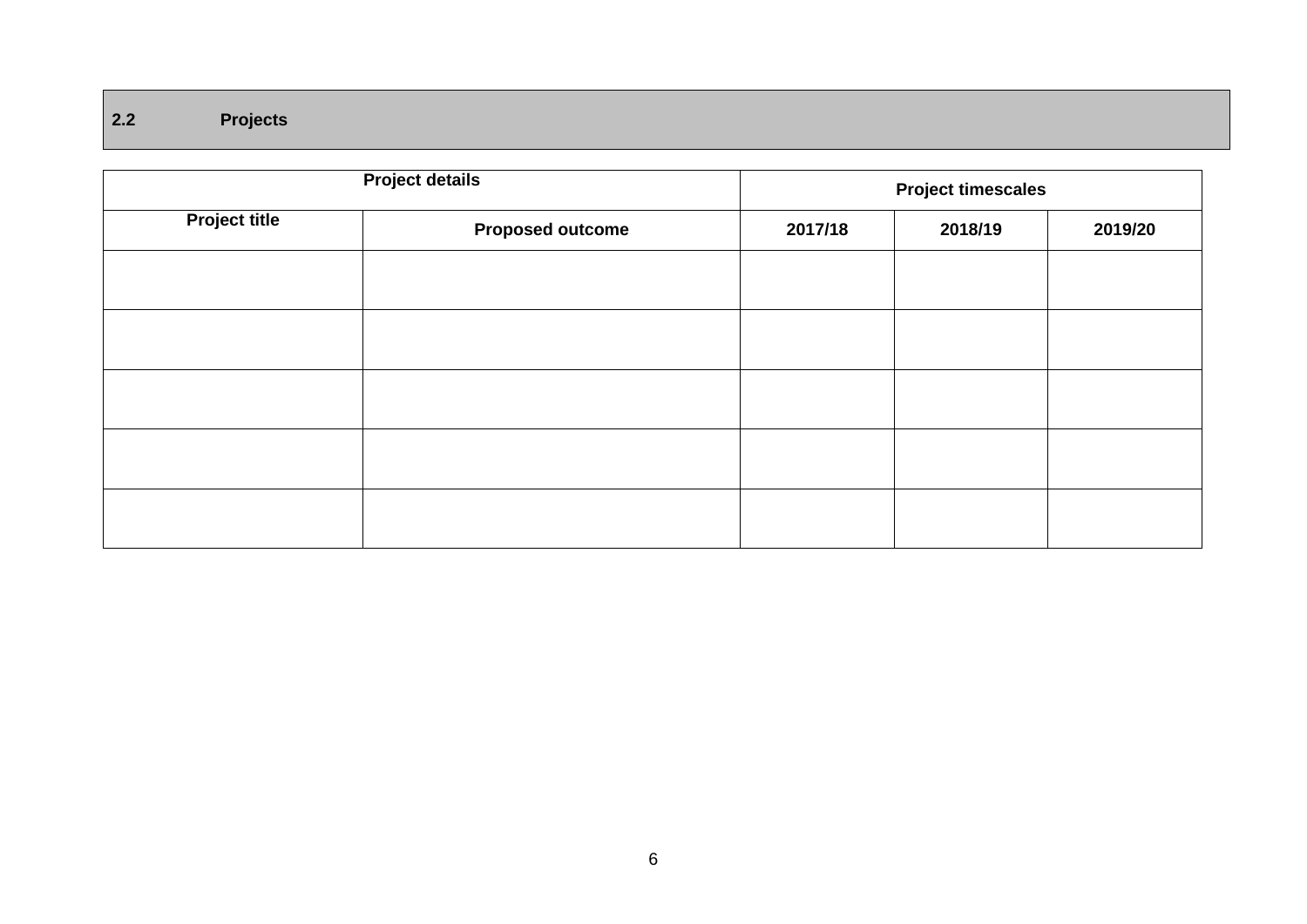## 2.2 Projects

| Project details | | Project timescales | | |
|---|---|---|---|---|
| **Project title** | **Proposed outcome** | **2017/18** | **2018/19** | **2019/20** |
| | | | | |
| | | | | |
| | | | | |
| | | | | |
| | | | | |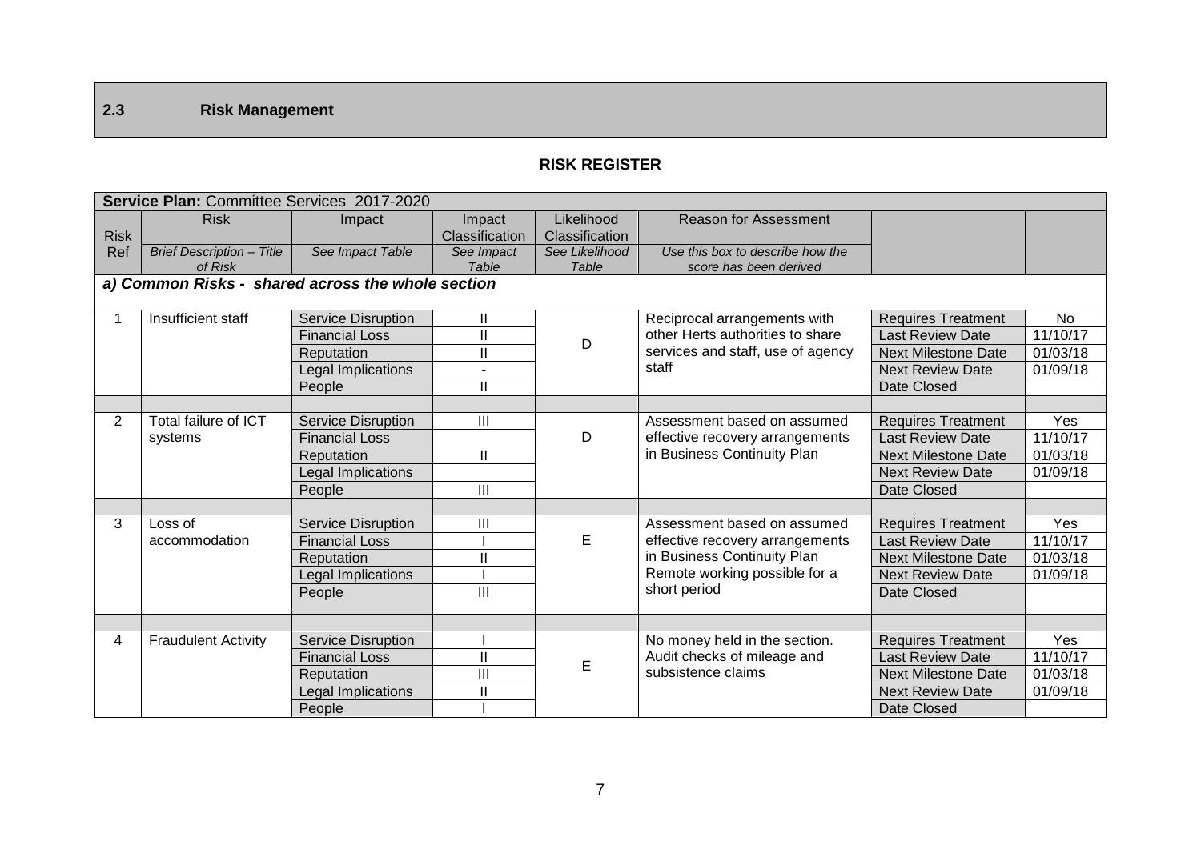## 2.3 Risk Management

**RISK REGISTER**

| **Service Plan:** Committee Services 2017-2020 | | | | | | | |
|---|---|---|---|---|---|---|---|
| Risk Ref | Risk<br>*Brief Description – Title of Risk* | Impact<br>*See Impact Table* | Impact Classification<br>*See Impact Table* | Likelihood Classification<br>*See Likelihood Table* | Reason for Assessment<br>*Use this box to describe how the score has been derived* | | |
| ***a) Common Risks - shared across the whole section*** | | | | | | | |
| 1 | Insufficient staff | Service Disruption | II | D | Reciprocal arrangements with other Herts authorities to share services and staff, use of agency staff | Requires Treatment | No |
| | | Financial Loss | II | | | Last Review Date | 11/10/17 |
| | | Reputation | II | | | Next Milestone Date | 01/03/18 |
| | | Legal Implications | - | | | Next Review Date | 01/09/18 |
| | | People | II | | | Date Closed | |
| 2 | Total failure of ICT systems | Service Disruption | III | D | Assessment based on assumed effective recovery arrangements in Business Continuity Plan | Requires Treatment | Yes |
| | | Financial Loss | | | | Last Review Date | 11/10/17 |
| | | Reputation | II | | | Next Milestone Date | 01/03/18 |
| | | Legal Implications | | | | Next Review Date | 01/09/18 |
| | | People | III | | | Date Closed | |
| 3 | Loss of accommodation | Service Disruption | III | E | Assessment based on assumed effective recovery arrangements in Business Continuity Plan Remote working possible for a short period | Requires Treatment | Yes |
| | | Financial Loss | I | | | Last Review Date | 11/10/17 |
| | | Reputation | II | | | Next Milestone Date | 01/03/18 |
| | | Legal Implications | I | | | Next Review Date | 01/09/18 |
| | | People | III | | | Date Closed | |
| 4 | Fraudulent Activity | Service Disruption | I | E | No money held in the section. Audit checks of mileage and subsistence claims | Requires Treatment | Yes |
| | | Financial Loss | II | | | Last Review Date | 11/10/17 |
| | | Reputation | III | | | Next Milestone Date | 01/03/18 |
| | | Legal Implications | II | | | Next Review Date | 01/09/18 |
| | | People | I | | | Date Closed | |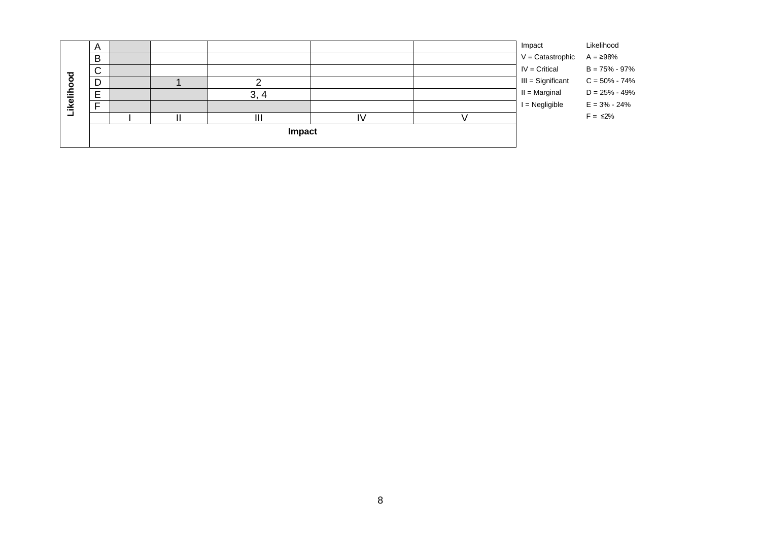| Likelihood | | | | | | |
|---|---|---|---|---|---|---|
| A | | | | | | |
| B | | | | | | |
| C | | | | | | |
| D | | 1 | 2 | | | |
| E | | | 3, 4 | | | |
| F | | | | | | |
| | I | II | III | IV | V | |
| | **Impact** | | | | | |

| Impact | Likelihood |
|---|---|
| V = Catastrophic | A = ≥98% |
| IV = Critical | B = 75% - 97% |
| III = Significant | C = 50% - 74% |
| II = Marginal | D = 25% - 49% |
| I = Negligible | E = 3% - 24% |
| | F = ≤2% |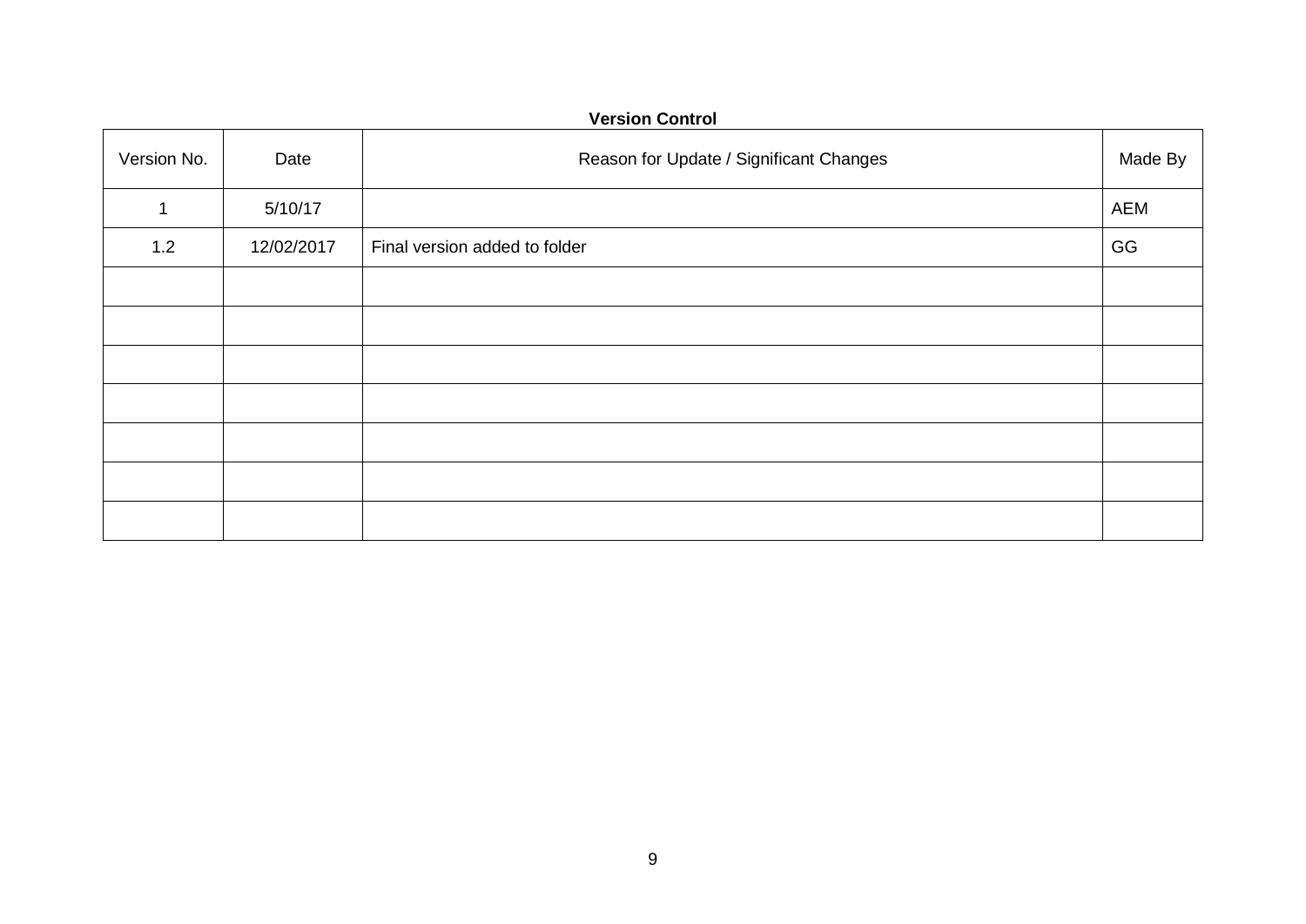**Version Control**

| Version No. | Date | Reason for Update / Significant Changes | Made By |
|---|---|---|---|
| 1 | 5/10/17 | | AEM |
| 1.2 | 12/02/2017 | Final version added to folder | GG |
| | | | |
| | | | |
| | | | |
| | | | |
| | | | |
| | | | |
| | | | |